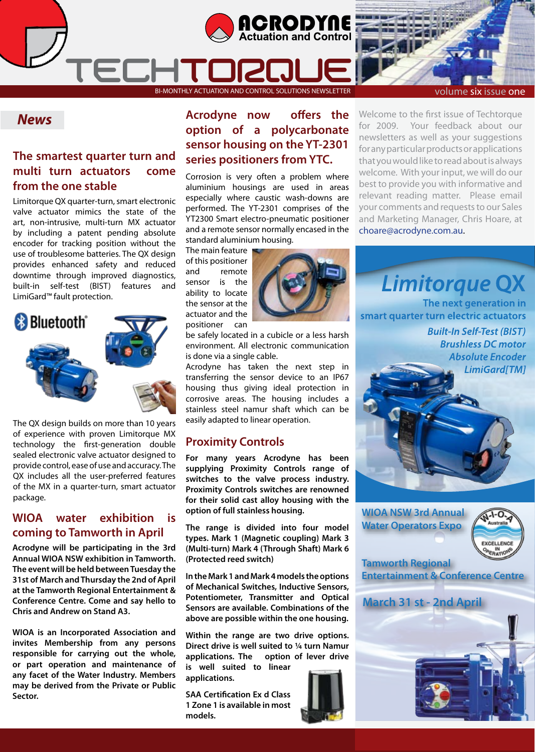# TECHTORQUE

ACRODYNE Actuation and Control

BI-MONTHLY ACTUATION AND CONTROL SOLUTIONS NEWSLETTER

volume six issue one

## News

### The smartest quarter turn and multi turn actuators come from the one stable

Limitorque QX quarter-turn, smart electronic valve actuator mimics the state of the art, non-intrusive, multi-turn MX actuator by including a patent pending absolute encoder for tracking position without the use of troublesome batteries. The QX design provides enhanced safety and reduced downtime through improved diagnostics, built-in self-test (BIST) features and LimiGard™ fault protection.

Bluetooth®

The QX design builds on more than 10 years of experience with proven Limitorque MX technology the first-generation double sealed electronic valve actuator designed to provide control, ease of use and accuracy. The QX includes all the user-preferred features of the MX in a quarter-turn, smart actuator package.

### WIOA water exhibition is coming to Tamworth in April

**Acrodyne will be participating in the 3rd Annual WIOA NSW exhibition in Tamworth. The event will be held between Tuesday the 31st of March and Thursday the 2nd of April at the Tamworth Regional Entertainment & Conference Centre. Come and say hello to Chris and Andrew on Stand A3.**

**WIOA is an Incorporated Association and invites Membership from any persons responsible for carrying out the whole, or part operation and maintenance of any facet of the Water Industry. Members may be derived from the Private or Public Sector.**

### Acrodyne now offers the option of a polycarbonate sensor housing on the YT-2301 series positioners from YTC.

Corrosion is very often a problem where aluminium housings are used in areas especially where caustic wash-downs are performed. The YT-2301 comprises of the YT2300 Smart electro-pneumatic positioner and a remote sensor normally encased in the standard aluminium housing.

The main feature of this positioner and remote sensor is the ability to locate the sensor at the actuator and the positioner can be safely located in a cubicle or a less harsh environment. All electronic communication is done via a single cable.

Acrodyne has taken the next step in transferring the sensor device to an IP67 housing thus giving ideal protection in corrosive areas. The housing includes a stainless steel namur shaft which can be easily adapted to linear operation.

### Proximity Controls

**For many years Acrodyne has been supplying Proximity Controls range of switches to the valve process industry. Proximity Controls switches are renowned for their solid cast alloy housing with the option of full stainless housing.**

**The range is divided into four model types. Mark 1 (Magnetic coupling) Mark 3 (Multi-turn) Mark 4 (Through Shaft) Mark 6 (Protected reed switch)**

**In the Mark 1 and Mark 4 models the options of Mechanical Switches, Inductive Sensors, Potentiometer, Transmitter and Optical Sensors are available. Combinations of the above are possible within the one housing.**

**Within the range are two drive options. Direct drive is well suited to ¼ turn Namur applications. The option of lever drive is well suited to linear applications.**

**SAA Certification Ex d Class 1 Zone 1 is available in most models.**

Welcome to the first issue of Techtorque for 2009. Your feedback about our newsletters as well as your suggestions for any particular products or applications that you would like to read about is always welcome. With your input, we will do our best to provide you with informative and relevant reading matter. Please email your comments and requests to our Sales and Marketing Manager, Chris Hoare, at choare@acrodyne.com.au.

## Limitorque QX

The next generation in smart quarter turn electric actuators

*Built-In Self-Test (BIST)*
*Brushless DC motor*
*Absolute Encoder*
*LimiGard[TM]*

**WIOA NSW 3rd Annual Water Operators Expo**

W-I-O-A Australia — EXCELLENCE IN OPERATIONS

**Tamworth Regional Entertainment & Conference Centre**

**March 31 st - 2nd April**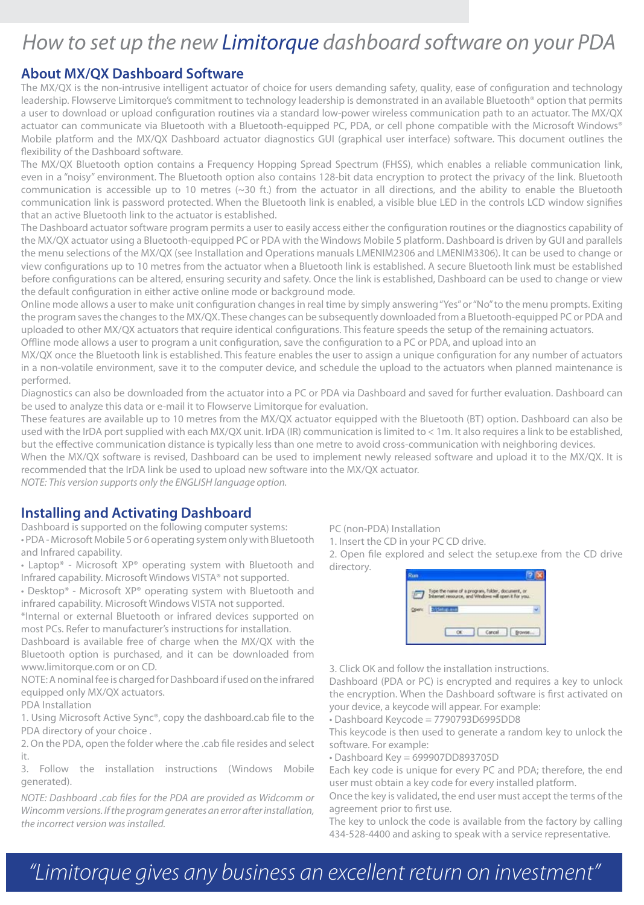# How to set up the new Limitorque dashboard software on your PDA

## About MX/QX Dashboard Software

The MX/QX is the non-intrusive intelligent actuator of choice for users demanding safety, quality, ease of configuration and technology leadership. Flowserve Limitorque's commitment to technology leadership is demonstrated in an available Bluetooth® option that permits a user to download or upload configuration routines via a standard low-power wireless communication path to an actuator. The MX/QX actuator can communicate via Bluetooth with a Bluetooth-equipped PC, PDA, or cell phone compatible with the Microsoft Windows® Mobile platform and the MX/QX Dashboard actuator diagnostics GUI (graphical user interface) software. This document outlines the flexibility of the Dashboard software.

The MX/QX Bluetooth option contains a Frequency Hopping Spread Spectrum (FHSS), which enables a reliable communication link, even in a "noisy" environment. The Bluetooth option also contains 128-bit data encryption to protect the privacy of the link. Bluetooth communication is accessible up to 10 metres (~30 ft.) from the actuator in all directions, and the ability to enable the Bluetooth communication link is password protected. When the Bluetooth link is enabled, a visible blue LED in the controls LCD window signifies that an active Bluetooth link to the actuator is established.

The Dashboard actuator software program permits a user to easily access either the configuration routines or the diagnostics capability of the MX/QX actuator using a Bluetooth-equipped PC or PDA with the Windows Mobile 5 platform. Dashboard is driven by GUI and parallels the menu selections of the MX/QX (see Installation and Operations manuals LMENIM2306 and LMENIM3306). It can be used to change or view configurations up to 10 metres from the actuator when a Bluetooth link is established. A secure Bluetooth link must be established before configurations can be altered, ensuring security and safety. Once the link is established, Dashboard can be used to change or view the default configuration in either active online mode or background mode.

Online mode allows a user to make unit configuration changes in real time by simply answering "Yes" or "No" to the menu prompts. Exiting the program saves the changes to the MX/QX. These changes can be subsequently downloaded from a Bluetooth-equipped PC or PDA and uploaded to other MX/QX actuators that require identical configurations. This feature speeds the setup of the remaining actuators.

Offline mode allows a user to program a unit configuration, save the configuration to a PC or PDA, and upload into an MX/QX once the Bluetooth link is established. This feature enables the user to assign a unique configuration for any number of actuators in a non-volatile environment, save it to the computer device, and schedule the upload to the actuators when planned maintenance is performed.

Diagnostics can also be downloaded from the actuator into a PC or PDA via Dashboard and saved for further evaluation. Dashboard can be used to analyze this data or e-mail it to Flowserve Limitorque for evaluation.

These features are available up to 10 metres from the MX/QX actuator equipped with the Bluetooth (BT) option. Dashboard can also be used with the IrDA port supplied with each MX/QX unit. IrDA (IR) communication is limited to < 1m. It also requires a link to be established, but the effective communication distance is typically less than one metre to avoid cross-communication with neighboring devices.

When the MX/QX software is revised, Dashboard can be used to implement newly released software and upload it to the MX/QX. It is recommended that the IrDA link be used to upload new software into the MX/QX actuator.

*NOTE: This version supports only the ENGLISH language option.*

## Installing and Activating Dashboard

Dashboard is supported on the following computer systems:

- PDA - Microsoft Mobile 5 or 6 operating system only with Bluetooth and Infrared capability.
- Laptop* - Microsoft XP® operating system with Bluetooth and Infrared capability. Microsoft Windows VISTA® not supported.
- Desktop* - Microsoft XP® operating system with Bluetooth and infrared capability. Microsoft Windows VISTA not supported.

*Internal or external Bluetooth or infrared devices supported on most PCs. Refer to manufacturer's instructions for installation.

Dashboard is available free of charge when the MX/QX with the Bluetooth option is purchased, and it can be downloaded from www.limitorque.com or on CD.

NOTE: A nominal fee is charged for Dashboard if used on the infrared equipped only MX/QX actuators.

PDA Installation

1. Using Microsoft Active Sync®, copy the dashboard.cab file to the PDA directory of your choice .
2. On the PDA, open the folder where the .cab file resides and select it.
3. Follow the installation instructions (Windows Mobile generated).

*NOTE: Dashboard .cab files for the PDA are provided as Widcomm or Wincomm versions. If the program generates an error after installation, the incorrect version was installed.*

PC (non-PDA) Installation

1. Insert the CD in your PC CD drive.
2. Open file explored and select the setup.exe from the CD drive directory.
3. Click OK and follow the installation instructions.

Dashboard (PDA or PC) is encrypted and requires a key to unlock the encryption. When the Dashboard software is first activated on your device, a keycode will appear. For example:

- Dashboard Keycode = 7790793D6995DD8

This keycode is then used to generate a random key to unlock the software. For example:

- Dashboard Key = 699907DD893705D

Each key code is unique for every PC and PDA; therefore, the end user must obtain a key code for every installed platform.

Once the key is validated, the end user must accept the terms of the agreement prior to first use.

The key to unlock the code is available from the factory by calling 434-528-4400 and asking to speak with a service representative.

*"Limitorque gives any business an excellent return on investment"*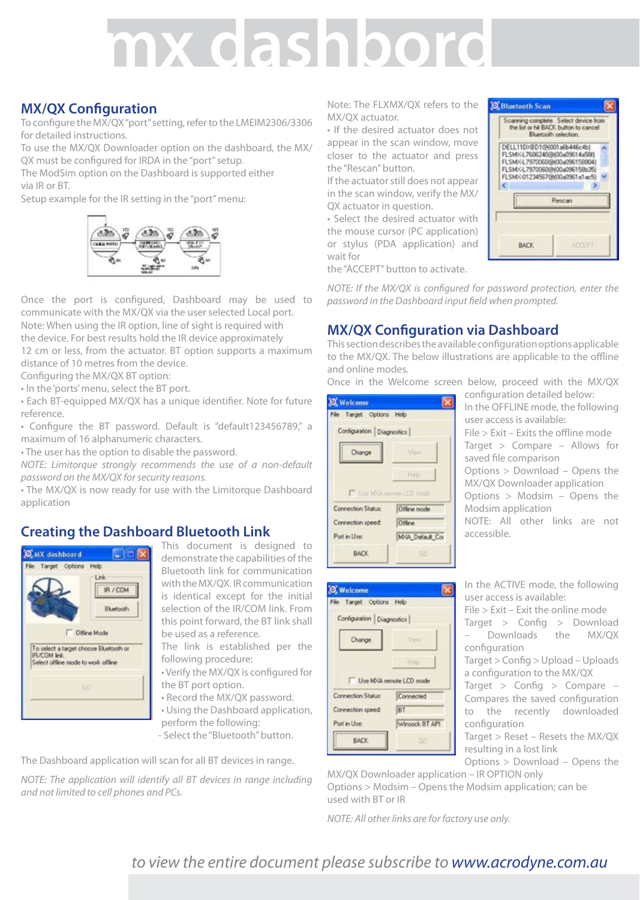# mx dashbord

## MX/QX Configuration

To configure the MX/QX "port" setting, refer to the LMEIM2306/3306 for detailed instructions.

To use the MX/QX Downloader option on the dashboard, the MX/QX must be configured for IRDA in the "port" setup.

The ModSim option on the Dashboard is supported either via IR or BT.

Setup example for the IR setting in the "port" menu:

Once the port is configured, Dashboard may be used to communicate with the MX/QX via the user selected Local port.

Note: When using the IR option, line of sight is required with the device. For best results hold the IR device approximately 12 cm or less, from the actuator. BT option supports a maximum distance of 10 metres from the device.

Configuring the MX/QX BT option:

- In the 'ports' menu, select the BT port.
- Each BT-equipped MX/QX has a unique identifier. Note for future reference.
- Configure the BT password. Default is "default123456789," a maximum of 16 alphanumeric characters.
- The user has the option to disable the password.

*NOTE: Limitorque strongly recommends the use of a non-default password on the MX/QX for security reasons.*

- The MX/QX is now ready for use with the Limitorque Dashboard application

## Creating the Dashboard Bluetooth Link

This document is designed to demonstrate the capabilities of the Bluetooth link for communication with the MX/QX. IR communication is identical except for the initial selection of the IR/COM link. From this point forward, the BT link shall be used as a reference.

The link is established per the following procedure:

- Verify the MX/QX is configured for the BT port option.
- Record the MX/QX password.
- Using the Dashboard application, perform the following:
  - Select the "Bluetooth" button.

The Dashboard application will scan for all BT devices in range.

*NOTE: The application will identify all BT devices in range including and not limited to cell phones and PCs.*

Note: The FLXMX/QX refers to the MX/QX actuator.

- If the desired actuator does not appear in the scan window, move closer to the actuator and press the "Rescan" button.

If the actuator still does not appear in the scan window, verify the MX/QX actuator in question.

- Select the desired actuator with the mouse cursor (PC application) or stylus (PDA application) and wait for the "ACCEPT" button to activate.

*NOTE: If the MX/QX is configured for password protection, enter the password in the Dashboard input field when prompted.*

## MX/QX Configuration via Dashboard

This section describes the available configuration options applicable to the MX/QX. The below illustrations are applicable to the offline and online modes.

Once in the Welcome screen below, proceed with the MX/QX configuration detailed below:

In the OFFLINE mode, the following user access is available:

File > Exit – Exits the offline mode

Target > Compare – Allows for saved file comparison

Options > Download – Opens the MX/QX Downloader application

Options > Modsim – Opens the Modsim application

NOTE: All other links are not accessible.

In the ACTIVE mode, the following user access is available:

File > Exit – Exit the online mode

Target > Config > Download – Downloads the MX/QX configuration

Target > Config > Upload – Uploads a configuration to the MX/QX

Target > Config > Compare – Compares the saved configuration to the recently downloaded configuration

Target > Reset – Resets the MX/QX resulting in a lost link

Options > Download – Opens the MX/QX Downloader application – IR OPTION only

Options > Modsim – Opens the Modsim application; can be used with BT or IR

*NOTE: All other links are for factory use only.*

*to view the entire document please subscribe to www.acrodyne.com.au*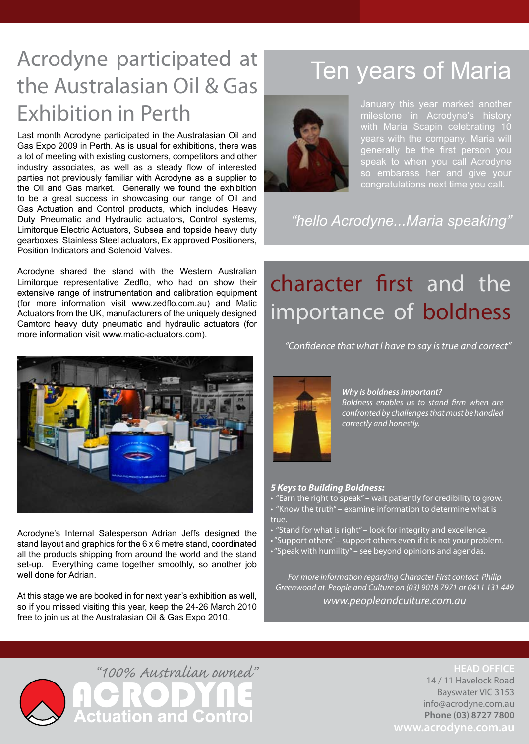# Acrodyne participated at the Australasian Oil & Gas Exhibition in Perth

Last month Acrodyne participated in the Australasian Oil and Gas Expo 2009 in Perth. As is usual for exhibitions, there was a lot of meeting with existing customers, competitors and other industry associates, as well as a steady flow of interested parties not previously familiar with Acrodyne as a supplier to the Oil and Gas market. Generally we found the exhibition to be a great success in showcasing our range of Oil and Gas Actuation and Control products, which includes Heavy Duty Pneumatic and Hydraulic actuators, Control systems, Limitorque Electric Actuators, Subsea and topside heavy duty gearboxes, Stainless Steel actuators, Ex approved Positioners, Position Indicators and Solenoid Valves.

Acrodyne shared the stand with the Western Australian Limitorque representative Zedflo, who had on show their extensive range of instrumentation and calibration equipment (for more information visit www.zedflo.com.au) and Matic Actuators from the UK, manufacturers of the uniquely designed Camtorc heavy duty pneumatic and hydraulic actuators (for more information visit www.matic-actuators.com).

Acrodyne's Internal Salesperson Adrian Jeffs designed the stand layout and graphics for the 6 x 6 metre stand, coordinated all the products shipping from around the world and the stand set-up. Everything came together smoothly, so another job well done for Adrian.

At this stage we are booked in for next year's exhibition as well, so if you missed visiting this year, keep the 24-26 March 2010 free to join us at the Australasian Oil & Gas Expo 2010.

# Ten years of Maria

January this year marked another milestone in Acrodyne's history with Maria Scapin celebrating 10 years with the company. Maria will generally be the first person you speak to when you call Acrodyne so embarass her and give your congratulations next time you call.

*"hello Acrodyne...Maria speaking"*

# character first and the importance of boldness

*"Confidence that what I have to say is true and correct"*

***Why is boldness important?***
*Boldness enables us to stand firm when are confronted by challenges that must be handled correctly and honestly.*

***5 Keys to Building Boldness:***

- "Earn the right to speak" – wait patiently for credibility to grow.
- "Know the truth" – examine information to determine what is true.
- "Stand for what is right" – look for integrity and excellence.
- "Support others" – support others even if it is not your problem.
- "Speak with humility" – see beyond opinions and agendas.

*For more information regarding Character First contact Philip Greenwood at People and Culture on (03) 9018 7971 or 0411 131 449*
*www.peopleandculture.com.au*

"100% Australian owned"

ACRODYNE
Actuation and Control

**HEAD OFFICE**
14 / 11 Havelock Road
Bayswater VIC 3153
info@acrodyne.com.au
**Phone (03) 8727 7800**
**www.acrodyne.com.au**